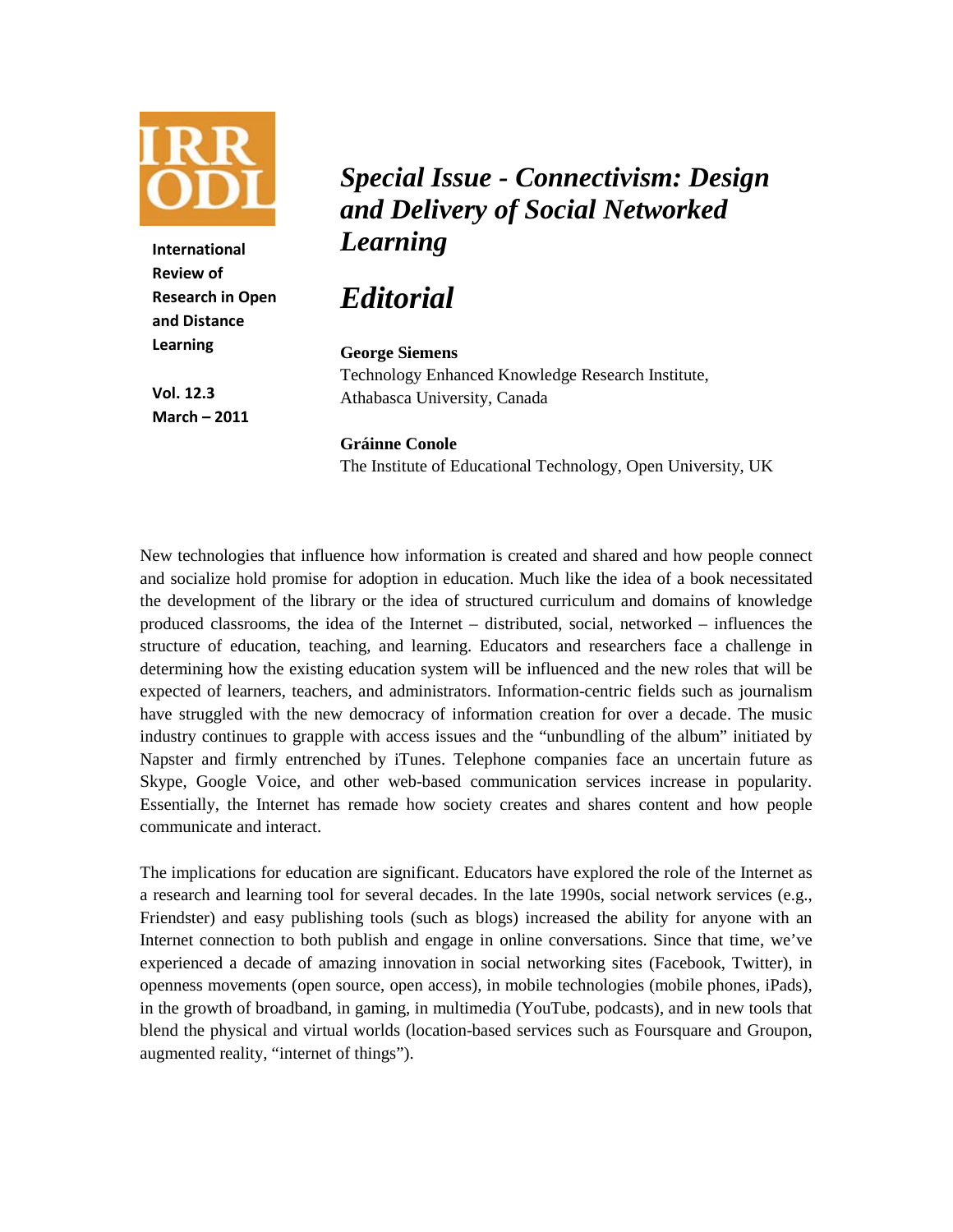IRR ODL

**International Review of Research in Open and Distance Learning**

**Vol. 12.3**
**March – 2011**

# *Special Issue - Connectivism: Design and Delivery of Social Networked Learning*

# *Editorial*

**George Siemens**
Technology Enhanced Knowledge Research Institute, Athabasca University, Canada

**Gráinne Conole**
The Institute of Educational Technology, Open University, UK

New technologies that influence how information is created and shared and how people connect and socialize hold promise for adoption in education. Much like the idea of a book necessitated the development of the library or the idea of structured curriculum and domains of knowledge produced classrooms, the idea of the Internet – distributed, social, networked – influences the structure of education, teaching, and learning. Educators and researchers face a challenge in determining how the existing education system will be influenced and the new roles that will be expected of learners, teachers, and administrators. Information-centric fields such as journalism have struggled with the new democracy of information creation for over a decade. The music industry continues to grapple with access issues and the "unbundling of the album" initiated by Napster and firmly entrenched by iTunes. Telephone companies face an uncertain future as Skype, Google Voice, and other web-based communication services increase in popularity. Essentially, the Internet has remade how society creates and shares content and how people communicate and interact.

The implications for education are significant. Educators have explored the role of the Internet as a research and learning tool for several decades. In the late 1990s, social network services (e.g., Friendster) and easy publishing tools (such as blogs) increased the ability for anyone with an Internet connection to both publish and engage in online conversations. Since that time, we've experienced a decade of amazing innovation in social networking sites (Facebook, Twitter), in openness movements (open source, open access), in mobile technologies (mobile phones, iPads), in the growth of broadband, in gaming, in multimedia (YouTube, podcasts), and in new tools that blend the physical and virtual worlds (location-based services such as Foursquare and Groupon, augmented reality, "internet of things").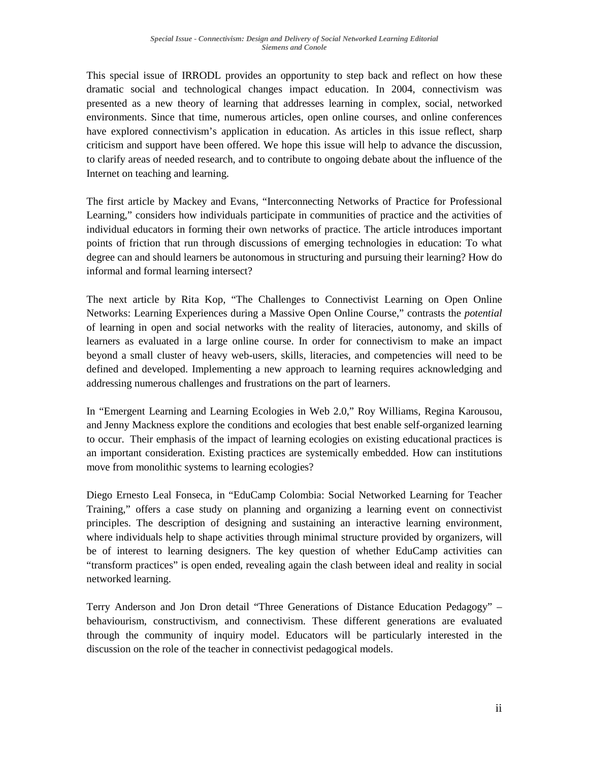This special issue of IRRODL provides an opportunity to step back and reflect on how these dramatic social and technological changes impact education. In 2004, connectivism was presented as a new theory of learning that addresses learning in complex, social, networked environments. Since that time, numerous articles, open online courses, and online conferences have explored connectivism's application in education. As articles in this issue reflect, sharp criticism and support have been offered. We hope this issue will help to advance the discussion, to clarify areas of needed research, and to contribute to ongoing debate about the influence of the Internet on teaching and learning.

The first article by Mackey and Evans, "Interconnecting Networks of Practice for Professional Learning," considers how individuals participate in communities of practice and the activities of individual educators in forming their own networks of practice. The article introduces important points of friction that run through discussions of emerging technologies in education: To what degree can and should learners be autonomous in structuring and pursuing their learning? How do informal and formal learning intersect?

The next article by Rita Kop, "The Challenges to Connectivist Learning on Open Online Networks: Learning Experiences during a Massive Open Online Course," contrasts the *potential* of learning in open and social networks with the reality of literacies, autonomy, and skills of learners as evaluated in a large online course. In order for connectivism to make an impact beyond a small cluster of heavy web-users, skills, literacies, and competencies will need to be defined and developed. Implementing a new approach to learning requires acknowledging and addressing numerous challenges and frustrations on the part of learners.

In "Emergent Learning and Learning Ecologies in Web 2.0," Roy Williams, Regina Karousou, and Jenny Mackness explore the conditions and ecologies that best enable self-organized learning to occur. Their emphasis of the impact of learning ecologies on existing educational practices is an important consideration. Existing practices are systemically embedded. How can institutions move from monolithic systems to learning ecologies?

Diego Ernesto Leal Fonseca, in "EduCamp Colombia: Social Networked Learning for Teacher Training," offers a case study on planning and organizing a learning event on connectivist principles. The description of designing and sustaining an interactive learning environment, where individuals help to shape activities through minimal structure provided by organizers, will be of interest to learning designers. The key question of whether EduCamp activities can "transform practices" is open ended, revealing again the clash between ideal and reality in social networked learning.

Terry Anderson and Jon Dron detail "Three Generations of Distance Education Pedagogy" – behaviourism, constructivism, and connectivism. These different generations are evaluated through the community of inquiry model. Educators will be particularly interested in the discussion on the role of the teacher in connectivist pedagogical models.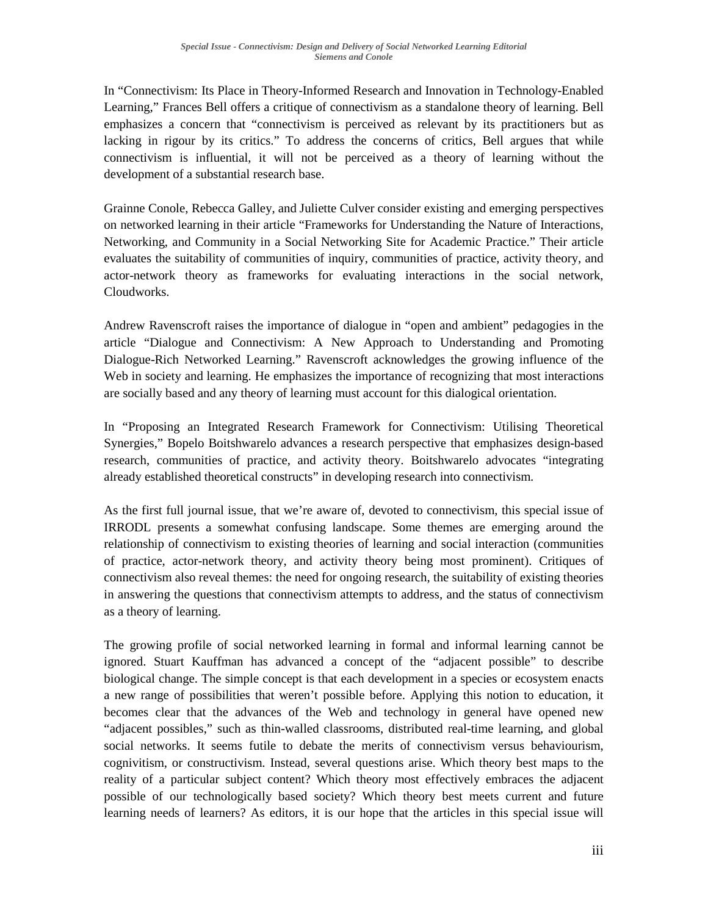In “Connectivism: Its Place in Theory-Informed Research and Innovation in Technology-Enabled Learning,” Frances Bell offers a critique of connectivism as a standalone theory of learning. Bell emphasizes a concern that “connectivism is perceived as relevant by its practitioners but as lacking in rigour by its critics.” To address the concerns of critics, Bell argues that while connectivism is influential, it will not be perceived as a theory of learning without the development of a substantial research base.

Grainne Conole, Rebecca Galley, and Juliette Culver consider existing and emerging perspectives on networked learning in their article “Frameworks for Understanding the Nature of Interactions, Networking, and Community in a Social Networking Site for Academic Practice.” Their article evaluates the suitability of communities of inquiry, communities of practice, activity theory, and actor-network theory as frameworks for evaluating interactions in the social network, Cloudworks.

Andrew Ravenscroft raises the importance of dialogue in “open and ambient” pedagogies in the article “Dialogue and Connectivism: A New Approach to Understanding and Promoting Dialogue-Rich Networked Learning.” Ravenscroft acknowledges the growing influence of the Web in society and learning. He emphasizes the importance of recognizing that most interactions are socially based and any theory of learning must account for this dialogical orientation.

In “Proposing an Integrated Research Framework for Connectivism: Utilising Theoretical Synergies,” Bopelo Boitshwarelo advances a research perspective that emphasizes design-based research, communities of practice, and activity theory. Boitshwarelo advocates “integrating already established theoretical constructs” in developing research into connectivism.

As the first full journal issue, that we’re aware of, devoted to connectivism, this special issue of IRRODL presents a somewhat confusing landscape. Some themes are emerging around the relationship of connectivism to existing theories of learning and social interaction (communities of practice, actor-network theory, and activity theory being most prominent). Critiques of connectivism also reveal themes: the need for ongoing research, the suitability of existing theories in answering the questions that connectivism attempts to address, and the status of connectivism as a theory of learning.

The growing profile of social networked learning in formal and informal learning cannot be ignored. Stuart Kauffman has advanced a concept of the “adjacent possible” to describe biological change. The simple concept is that each development in a species or ecosystem enacts a new range of possibilities that weren’t possible before. Applying this notion to education, it becomes clear that the advances of the Web and technology in general have opened new “adjacent possibles,” such as thin-walled classrooms, distributed real-time learning, and global social networks. It seems futile to debate the merits of connectivism versus behaviourism, cognitivism, or constructivism. Instead, several questions arise. Which theory best maps to the reality of a particular subject content? Which theory most effectively embraces the adjacent possible of our technologically based society? Which theory best meets current and future learning needs of learners? As editors, it is our hope that the articles in this special issue will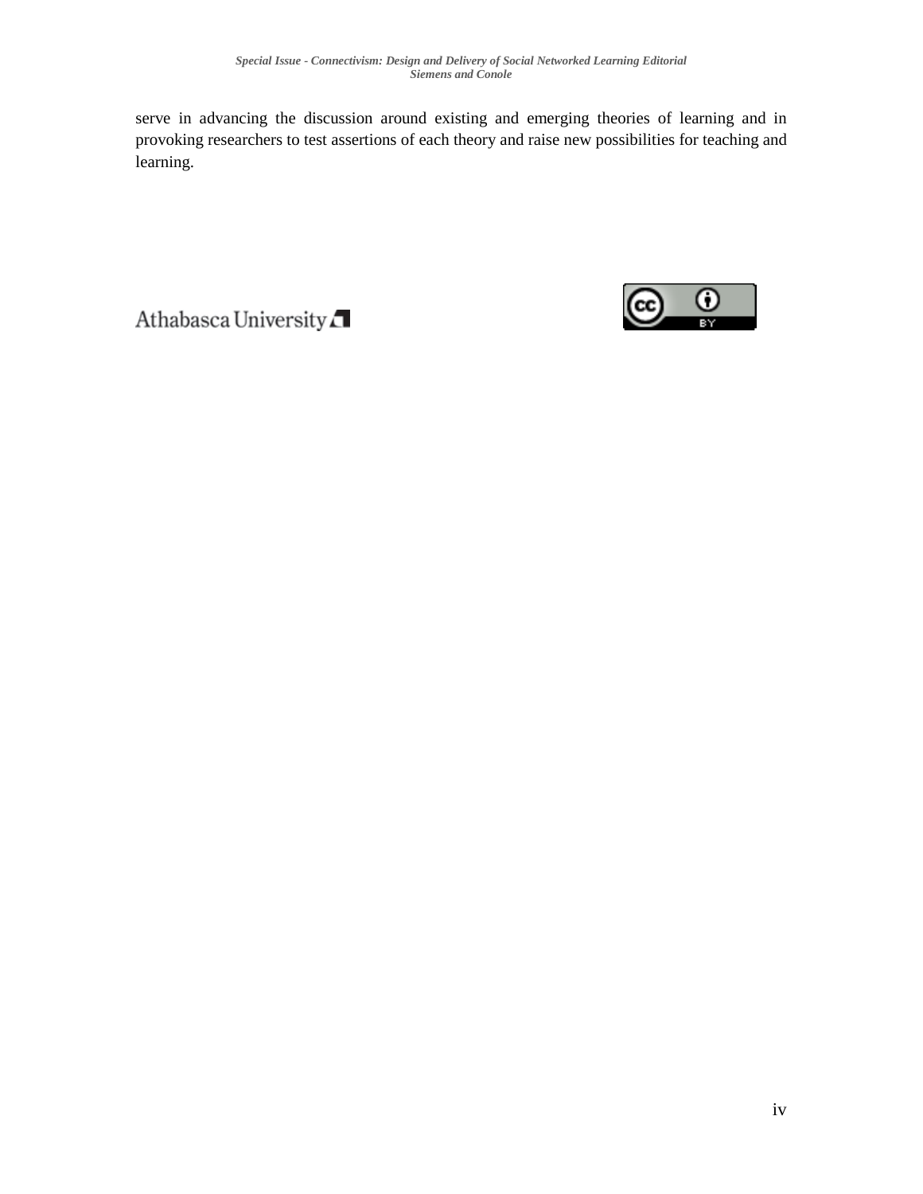serve in advancing the discussion around existing and emerging theories of learning and in provoking researchers to test assertions of each theory and raise new possibilities for teaching and learning.

Athabasca University